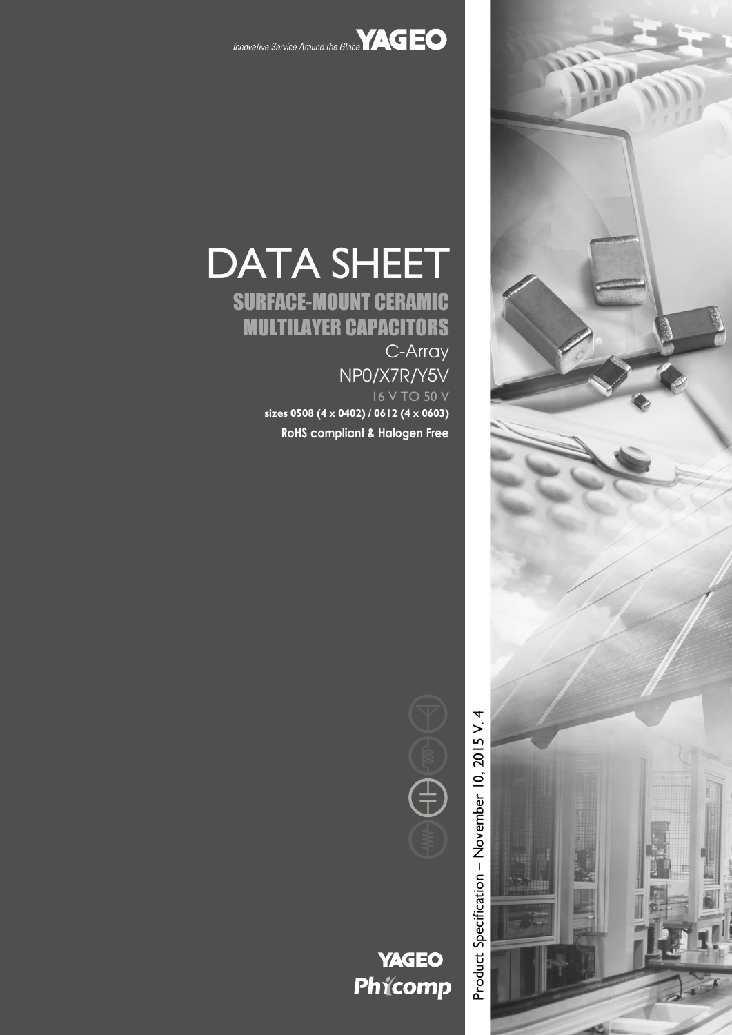Innovative Service Around the Globe **YAGEO**

# DATA SHEET

## SURFACE-MOUNT CERAMIC MULTILAYER CAPACITORS

C-Array

NP0/X7R/Y5V

16 V TO 50 V

**sizes 0508 (4 x 0402) / 0612 (4 x 0603)**

**RoHS compliant & Halogen Free**

Product Specification – November 10, 2015 V. 4

**YAGEO**
**Phycomp**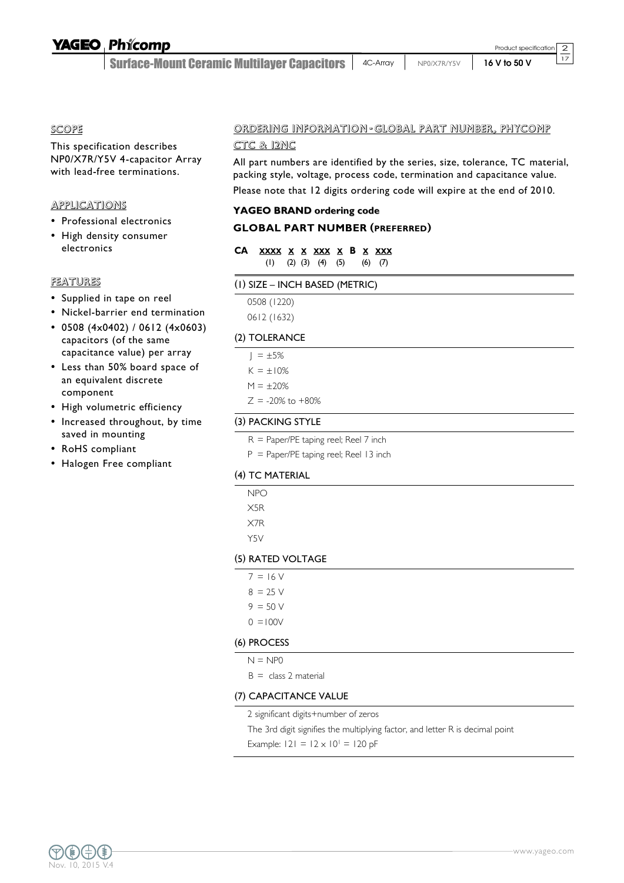## SCOPE

This specification describes NP0/X7R/Y5V 4-capacitor Array with lead-free terminations.

## APPLICATIONS

- Professional electronics
- High density consumer electronics

## FEATURES

- Supplied in tape on reel
- Nickel-barrier end termination
- 0508 (4x0402) / 0612 (4x0603) capacitors (of the same capacitance value) per array
- Less than 50% board space of an equivalent discrete component
- High volumetric efficiency
- Increased throughout, by time saved in mounting
- RoHS compliant
- Halogen Free compliant

## ORDERING INFORMATION - GLOBAL PART NUMBER, PHYCOMP CTC & 12NC

All part numbers are identified by the series, size, tolerance, TC material, packing style, voltage, process code, termination and capacitance value.

Please note that 12 digits ordering code will expire at the end of 2010.

### YAGEO BRAND ordering code

### GLOBAL PART NUMBER (PREFERRED)

**CA** <u>XXXX</u> <u>X</u> <u>X</u> <u>XXX</u> <u>X</u> **B** <u>X</u> <u>XXX</u>

(1) (2) (3) (4) (5) (6) (7)

#### (1) SIZE – INCH BASED (METRIC)

0508 (1220)

0612 (1632)

#### (2) TOLERANCE

J = ±5%

K = ±10%

M = ±20%

Z = -20% to +80%

#### (3) PACKING STYLE

R = Paper/PE taping reel; Reel 7 inch

P = Paper/PE taping reel; Reel 13 inch

#### (4) TC MATERIAL

NPO

X5R

X7R

Y5V

#### (5) RATED VOLTAGE

7 = 16 V

8 = 25 V

9 = 50 V

0 =100V

#### (6) PROCESS

N = NP0

B = class 2 material

#### (7) CAPACITANCE VALUE

2 significant digits+number of zeros

The 3rd digit signifies the multiplying factor, and letter R is decimal point

Example: 121 = $12 \times 10^1$ = 120 pF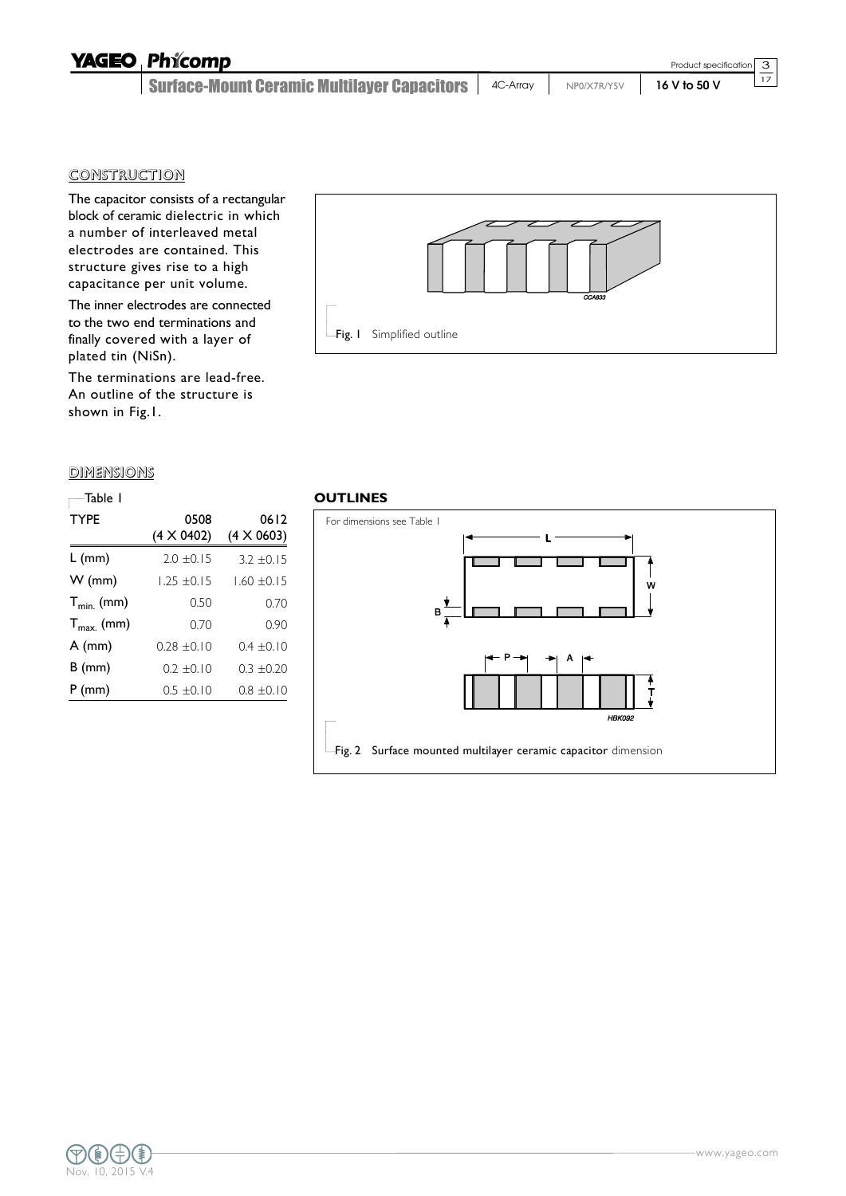## CONSTRUCTION

The capacitor consists of a rectangular block of ceramic dielectric in which a number of interleaved metal electrodes are contained. This structure gives rise to a high capacitance per unit volume.

The inner electrodes are connected to the two end terminations and finally covered with a layer of plated tin (NiSn).

The terminations are lead-free. An outline of the structure is shown in Fig.1.

Fig. 1 Simplified outline

## DIMENSIONS

Table 1

| TYPE | 0508 (4 X 0402) | 0612 (4 X 0603) |
|---|---|---|
| L (mm) | 2.0 ±0.15 | 3.2 ±0.15 |
| W (mm) | 1.25 ±0.15 | 1.60 ±0.15 |
| $T_{min.}$ (mm) | 0.50 | 0.70 |
| $T_{max.}$ (mm) | 0.70 | 0.90 |
| A (mm) | 0.28 ±0.10 | 0.4 ±0.10 |
| B (mm) | 0.2 ±0.10 | 0.3 ±0.20 |
| P (mm) | 0.5 ±0.10 | 0.8 ±0.10 |

### OUTLINES

For dimensions see Table 1

Fig. 2 Surface mounted multilayer ceramic capacitor dimension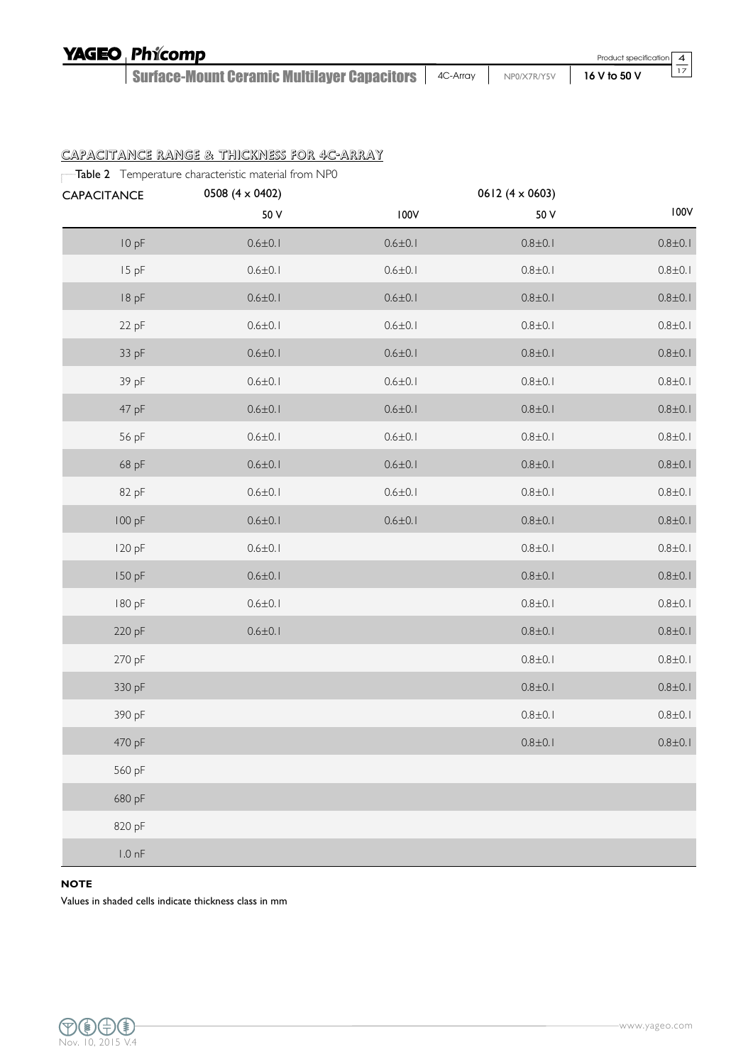## CAPACITANCE RANGE & THICKNESS FOR 4C-ARRAY

Table 2 Temperature characteristic material from NP0

| CAPACITANCE | 0508 (4 x 0402) | | 0612 (4 x 0603) | |
|---|---|---|---|---|
| | 50 V | 100V | 50 V | 100V |
| 10 pF | 0.6±0.1 | 0.6±0.1 | 0.8±0.1 | 0.8±0.1 |
| 15 pF | 0.6±0.1 | 0.6±0.1 | 0.8±0.1 | 0.8±0.1 |
| 18 pF | 0.6±0.1 | 0.6±0.1 | 0.8±0.1 | 0.8±0.1 |
| 22 pF | 0.6±0.1 | 0.6±0.1 | 0.8±0.1 | 0.8±0.1 |
| 33 pF | 0.6±0.1 | 0.6±0.1 | 0.8±0.1 | 0.8±0.1 |
| 39 pF | 0.6±0.1 | 0.6±0.1 | 0.8±0.1 | 0.8±0.1 |
| 47 pF | 0.6±0.1 | 0.6±0.1 | 0.8±0.1 | 0.8±0.1 |
| 56 pF | 0.6±0.1 | 0.6±0.1 | 0.8±0.1 | 0.8±0.1 |
| 68 pF | 0.6±0.1 | 0.6±0.1 | 0.8±0.1 | 0.8±0.1 |
| 82 pF | 0.6±0.1 | 0.6±0.1 | 0.8±0.1 | 0.8±0.1 |
| 100 pF | 0.6±0.1 | 0.6±0.1 | 0.8±0.1 | 0.8±0.1 |
| 120 pF | 0.6±0.1 | | 0.8±0.1 | 0.8±0.1 |
| 150 pF | 0.6±0.1 | | 0.8±0.1 | 0.8±0.1 |
| 180 pF | 0.6±0.1 | | 0.8±0.1 | 0.8±0.1 |
| 220 pF | 0.6±0.1 | | 0.8±0.1 | 0.8±0.1 |
| 270 pF | | | 0.8±0.1 | 0.8±0.1 |
| 330 pF | | | 0.8±0.1 | 0.8±0.1 |
| 390 pF | | | 0.8±0.1 | 0.8±0.1 |
| 470 pF | | | 0.8±0.1 | 0.8±0.1 |
| 560 pF | | | | |
| 680 pF | | | | |
| 820 pF | | | | |
| 1.0 nF | | | | |

**NOTE**

Values in shaded cells indicate thickness class in mm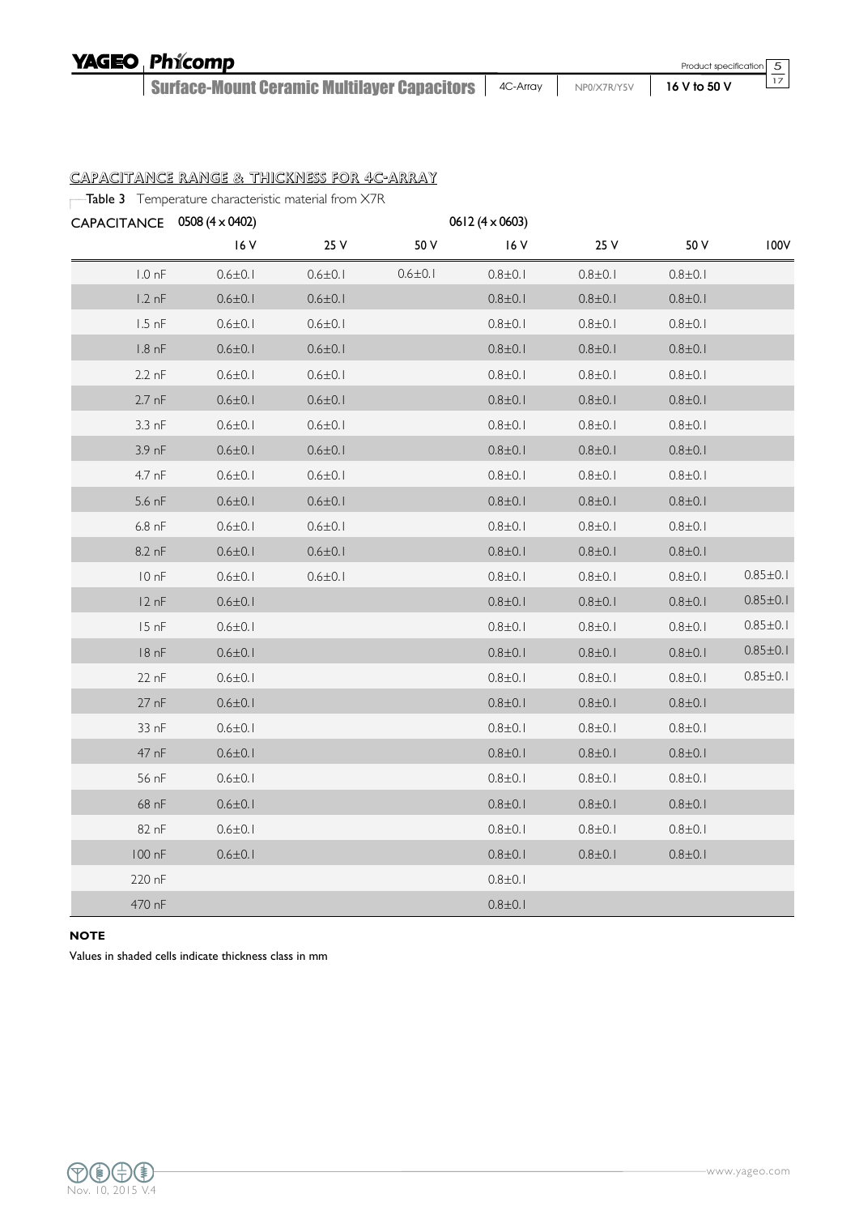## CAPACITANCE RANGE & THICKNESS FOR 4C-ARRAY

Table 3 Temperature characteristic material from X7R

| CAPACITANCE | 0508 (4 x 0402) | | | 0612 (4 x 0603) | | | |
|---|---|---|---|---|---|---|---|
| | 16 V | 25 V | 50 V | 16 V | 25 V | 50 V | 100V |
| 1.0 nF | 0.6±0.1 | 0.6±0.1 | 0.6±0.1 | 0.8±0.1 | 0.8±0.1 | 0.8±0.1 | |
| 1.2 nF | 0.6±0.1 | 0.6±0.1 | | 0.8±0.1 | 0.8±0.1 | 0.8±0.1 | |
| 1.5 nF | 0.6±0.1 | 0.6±0.1 | | 0.8±0.1 | 0.8±0.1 | 0.8±0.1 | |
| 1.8 nF | 0.6±0.1 | 0.6±0.1 | | 0.8±0.1 | 0.8±0.1 | 0.8±0.1 | |
| 2.2 nF | 0.6±0.1 | 0.6±0.1 | | 0.8±0.1 | 0.8±0.1 | 0.8±0.1 | |
| 2.7 nF | 0.6±0.1 | 0.6±0.1 | | 0.8±0.1 | 0.8±0.1 | 0.8±0.1 | |
| 3.3 nF | 0.6±0.1 | 0.6±0.1 | | 0.8±0.1 | 0.8±0.1 | 0.8±0.1 | |
| 3.9 nF | 0.6±0.1 | 0.6±0.1 | | 0.8±0.1 | 0.8±0.1 | 0.8±0.1 | |
| 4.7 nF | 0.6±0.1 | 0.6±0.1 | | 0.8±0.1 | 0.8±0.1 | 0.8±0.1 | |
| 5.6 nF | 0.6±0.1 | 0.6±0.1 | | 0.8±0.1 | 0.8±0.1 | 0.8±0.1 | |
| 6.8 nF | 0.6±0.1 | 0.6±0.1 | | 0.8±0.1 | 0.8±0.1 | 0.8±0.1 | |
| 8.2 nF | 0.6±0.1 | 0.6±0.1 | | 0.8±0.1 | 0.8±0.1 | 0.8±0.1 | |
| 10 nF | 0.6±0.1 | 0.6±0.1 | | 0.8±0.1 | 0.8±0.1 | 0.8±0.1 | 0.85±0.1 |
| 12 nF | 0.6±0.1 | | | 0.8±0.1 | 0.8±0.1 | 0.8±0.1 | 0.85±0.1 |
| 15 nF | 0.6±0.1 | | | 0.8±0.1 | 0.8±0.1 | 0.8±0.1 | 0.85±0.1 |
| 18 nF | 0.6±0.1 | | | 0.8±0.1 | 0.8±0.1 | 0.8±0.1 | 0.85±0.1 |
| 22 nF | 0.6±0.1 | | | 0.8±0.1 | 0.8±0.1 | 0.8±0.1 | 0.85±0.1 |
| 27 nF | 0.6±0.1 | | | 0.8±0.1 | 0.8±0.1 | 0.8±0.1 | |
| 33 nF | 0.6±0.1 | | | 0.8±0.1 | 0.8±0.1 | 0.8±0.1 | |
| 47 nF | 0.6±0.1 | | | 0.8±0.1 | 0.8±0.1 | 0.8±0.1 | |
| 56 nF | 0.6±0.1 | | | 0.8±0.1 | 0.8±0.1 | 0.8±0.1 | |
| 68 nF | 0.6±0.1 | | | 0.8±0.1 | 0.8±0.1 | 0.8±0.1 | |
| 82 nF | 0.6±0.1 | | | 0.8±0.1 | 0.8±0.1 | 0.8±0.1 | |
| 100 nF | 0.6±0.1 | | | 0.8±0.1 | 0.8±0.1 | 0.8±0.1 | |
| 220 nF | | | | 0.8±0.1 | | | |
| 470 nF | | | | 0.8±0.1 | | | |

**NOTE**

Values in shaded cells indicate thickness class in mm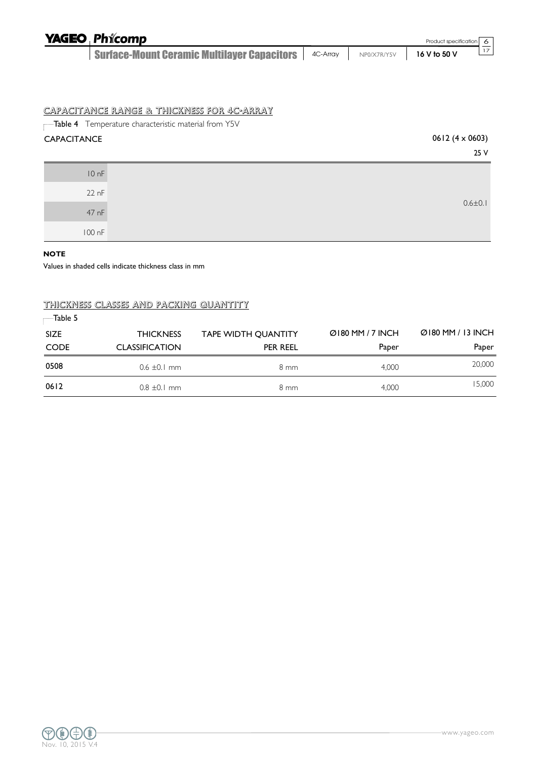## CAPACITANCE RANGE & THICKNESS FOR 4C-ARRAY

Table 4 Temperature characteristic material from Y5V

| CAPACITANCE | 0612 (4 x 0603) |
| --- | --- |
| | 25 V |
| 10 nF | 0.6±0.1 |
| 22 nF | |
| 47 nF | |
| 100 nF | |

**NOTE**

Values in shaded cells indicate thickness class in mm

## THICKNESS CLASSES AND PACKING QUANTITY

Table 5

| SIZE CODE | THICKNESS CLASSIFICATION | TAPE WIDTH QUANTITY PER REEL | Ø180 MM / 7 INCH Paper | Ø180 MM / 13 INCH Paper |
| --- | --- | --- | --- | --- |
| 0508 | 0.6 ±0.1 mm | 8 mm | 4,000 | 20,000 |
| 0612 | 0.8 ±0.1 mm | 8 mm | 4,000 | 15,000 |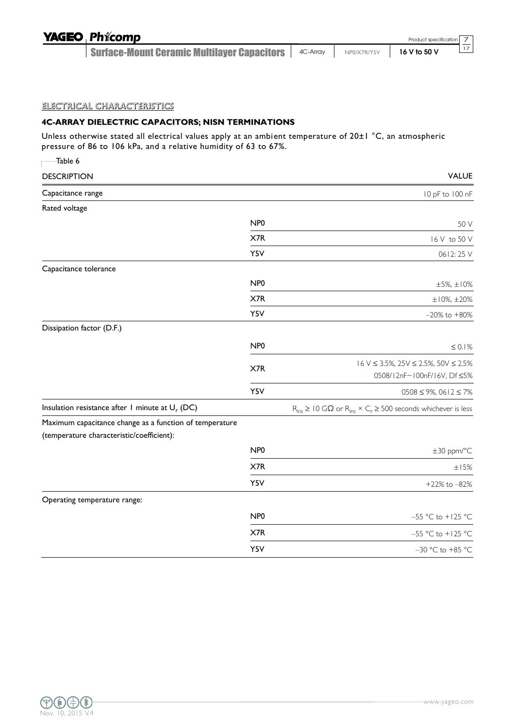## ELECTRICAL CHARACTERISTICS

### 4C-ARRAY DIELECTRIC CAPACITORS; NISN TERMINATIONS

Unless otherwise stated all electrical values apply at an ambient temperature of 20±1 °C, an atmospheric pressure of 86 to 106 kPa, and a relative humidity of 63 to 67%.

Table 6

| DESCRIPTION | | VALUE |
|---|---|---|
| Capacitance range | | 10 pF to 100 nF |
| Rated voltage | | |
| | NP0 | 50 V |
| | X7R | 16 V to 50 V |
| | Y5V | 0612: 25 V |
| Capacitance tolerance | | |
| | NP0 | ±5%, ±10% |
| | X7R | ±10%, ±20% |
| | Y5V | –20% to +80% |
| Dissipation factor (D.F.) | | |
| | NP0 | ≤ 0.1% |
| | X7R | 16 V ≤ 3.5%, 25V ≤ 2.5%, 50V ≤ 2.5%<br>0508/12nF~100nF/16V, Df ≤5% |
| | Y5V | 0508 ≤ 9%, 0612 ≤ 7% |
| Insulation resistance after 1 minute at $U_r$ (DC) | | $R_{ins} \geq 10$ GΩ or $R_{ins} \times C_r \geq 500$ seconds whichever is less |
| Maximum capacitance change as a function of temperature (temperature characteristic/coefficient): | | |
| | NP0 | ±30 ppm/°C |
| | X7R | ±15% |
| | Y5V | +22% to –82% |
| Operating temperature range: | | |
| | NP0 | –55 °C to +125 °C |
| | X7R | –55 °C to +125 °C |
| | Y5V | –30 °C to +85 °C |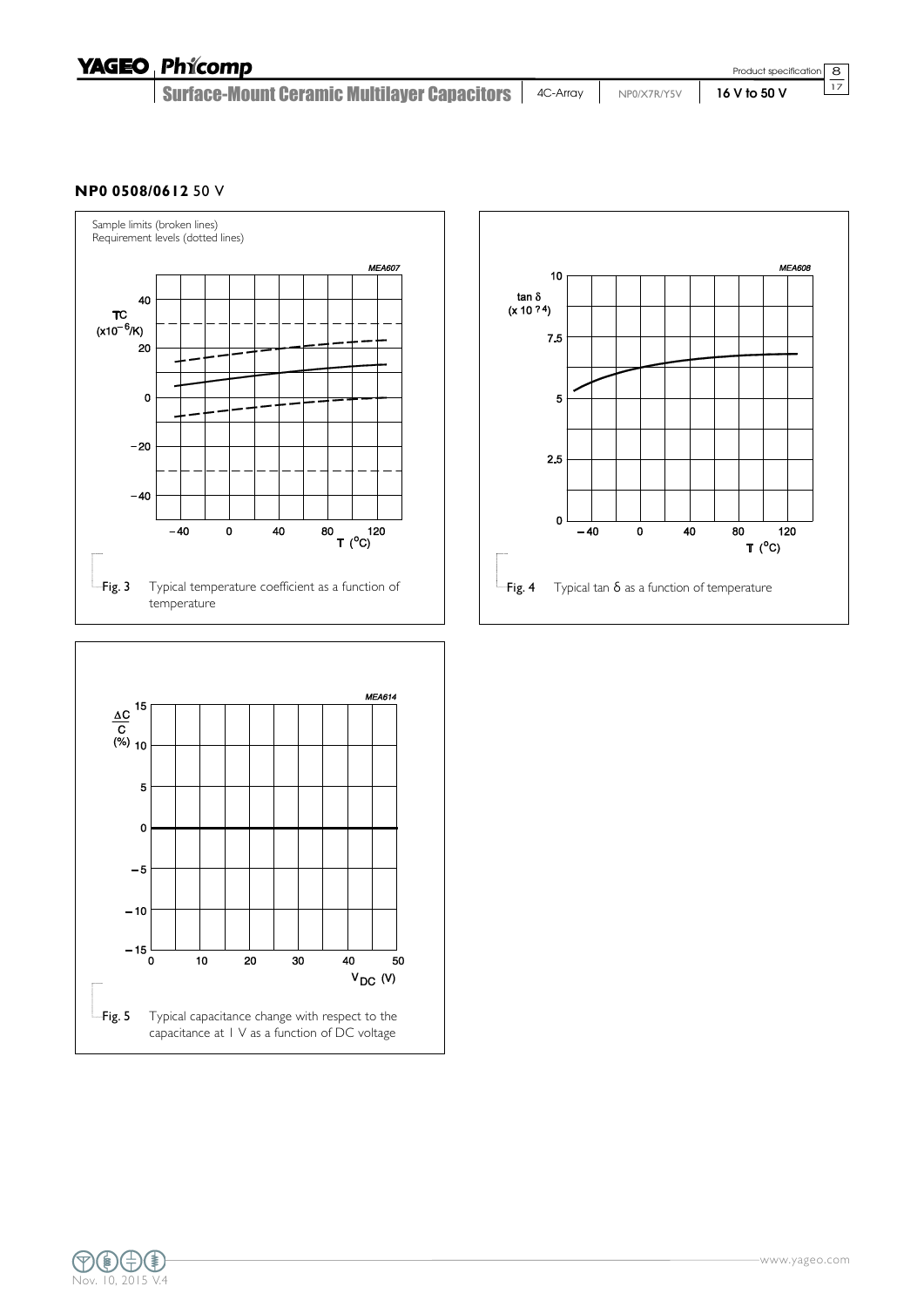## NP0 0508/0612 50 V

Sample limits (broken lines)
Requirement levels (dotted lines)

MEA607

Fig. 3 Typical temperature coefficient as a function of temperature

MEA608

Fig. 4 Typical tan δ as a function of temperature

MEA614

Fig. 5 Typical capacitance change with respect to the capacitance at 1 V as a function of DC voltage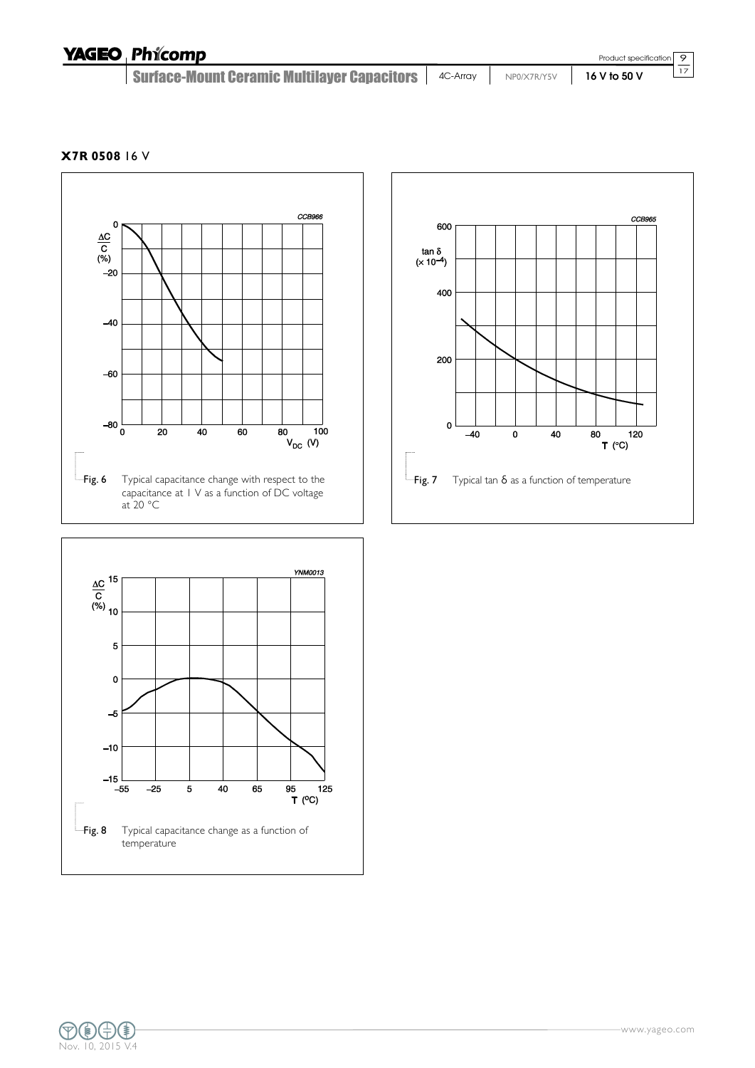**X7R 0508** 16 V

Fig. 6 Typical capacitance change with respect to the capacitance at 1 V as a function of DC voltage at 20 °C

Fig. 7 Typical tan δ as a function of temperature

Fig. 8 Typical capacitance change as a function of temperature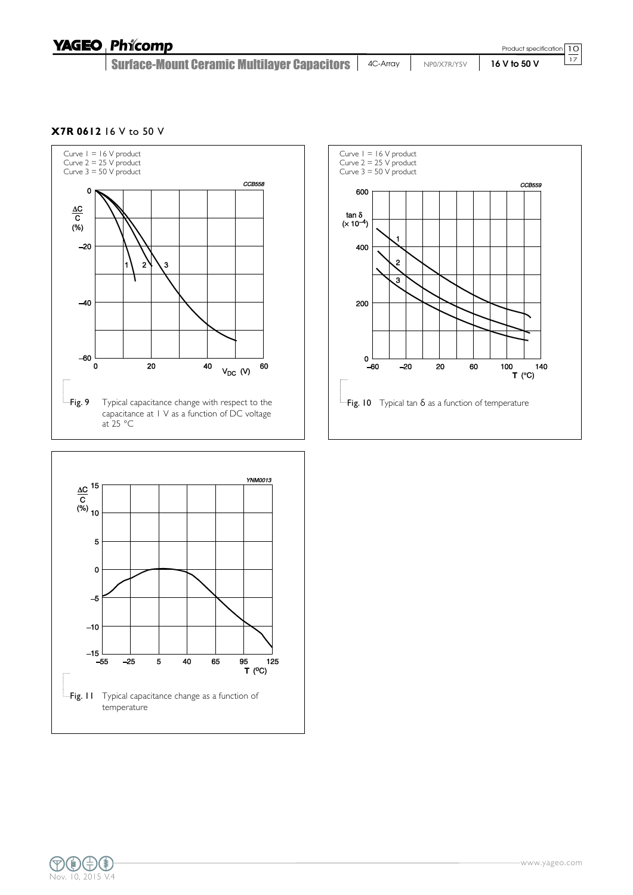## X7R 0612 16 V to 50 V

Curve 1 = 16 V product
Curve 2 = 25 V product
Curve 3 = 50 V product

Fig. 9 Typical capacitance change with respect to the capacitance at 1 V as a function of DC voltage at 25 °C

Curve 1 = 16 V product
Curve 2 = 25 V product
Curve 3 = 50 V product

Fig. 10 Typical tan δ as a function of temperature

Fig. 11 Typical capacitance change as a function of temperature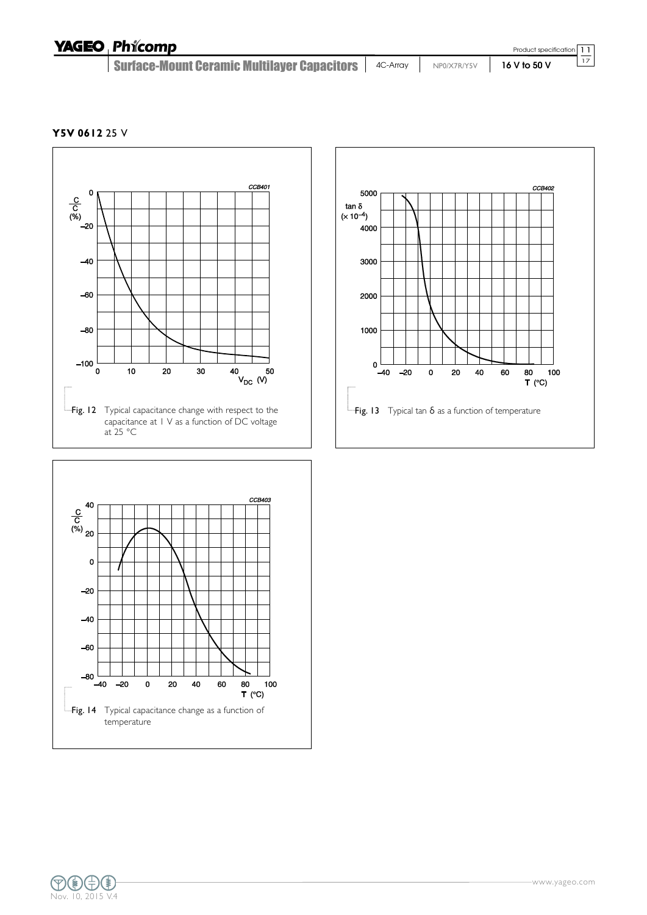**Y5V 0612** 25 V

Fig. 12 Typical capacitance change with respect to the capacitance at 1 V as a function of DC voltage at 25 °C

Fig. 13 Typical tan δ as a function of temperature

Fig. 14 Typical capacitance change as a function of temperature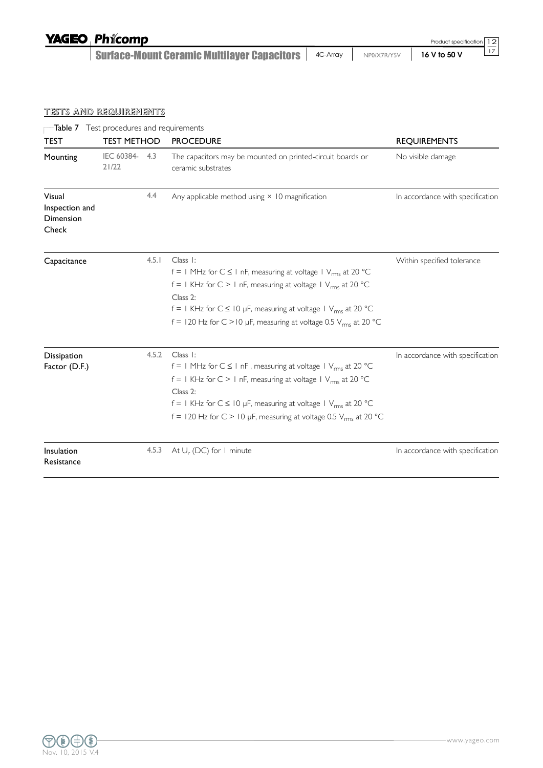## TESTS AND REQUIREMENTS

Table 7 Test procedures and requirements

| TEST | TEST METHOD | | PROCEDURE | REQUIREMENTS |
|---|---|---|---|---|
| Mounting | IEC 60384-21/22 | 4.3 | The capacitors may be mounted on printed-circuit boards or ceramic substrates | No visible damage |
| Visual Inspection and Dimension Check | | 4.4 | Any applicable method using × 10 magnification | In accordance with specification |
| Capacitance | | 4.5.1 | Class 1:<br>f = 1 MHz for C ≤ 1 nF, measuring at voltage 1 $V_{rms}$ at 20 °C<br>f = 1 KHz for C > 1 nF, measuring at voltage 1 $V_{rms}$ at 20 °C<br>Class 2:<br>f = 1 KHz for C ≤ 10 μF, measuring at voltage 1 $V_{rms}$ at 20 °C<br>f = 120 Hz for C >10 μF, measuring at voltage 0.5 $V_{rms}$ at 20 °C | Within specified tolerance |
| Dissipation Factor (D.F.) | | 4.5.2 | Class 1:<br>f = 1 MHz for C ≤ 1 nF , measuring at voltage 1 $V_{rms}$ at 20 °C<br>f = 1 KHz for C > 1 nF, measuring at voltage 1 $V_{rms}$ at 20 °C<br>Class 2:<br>f = 1 KHz for C ≤ 10 μF, measuring at voltage 1 $V_{rms}$ at 20 °C<br>f = 120 Hz for C > 10 μF, measuring at voltage 0.5 $V_{rms}$ at 20 °C | In accordance with specification |
| Insulation Resistance | | 4.5.3 | At $U_r$ (DC) for 1 minute | In accordance with specification |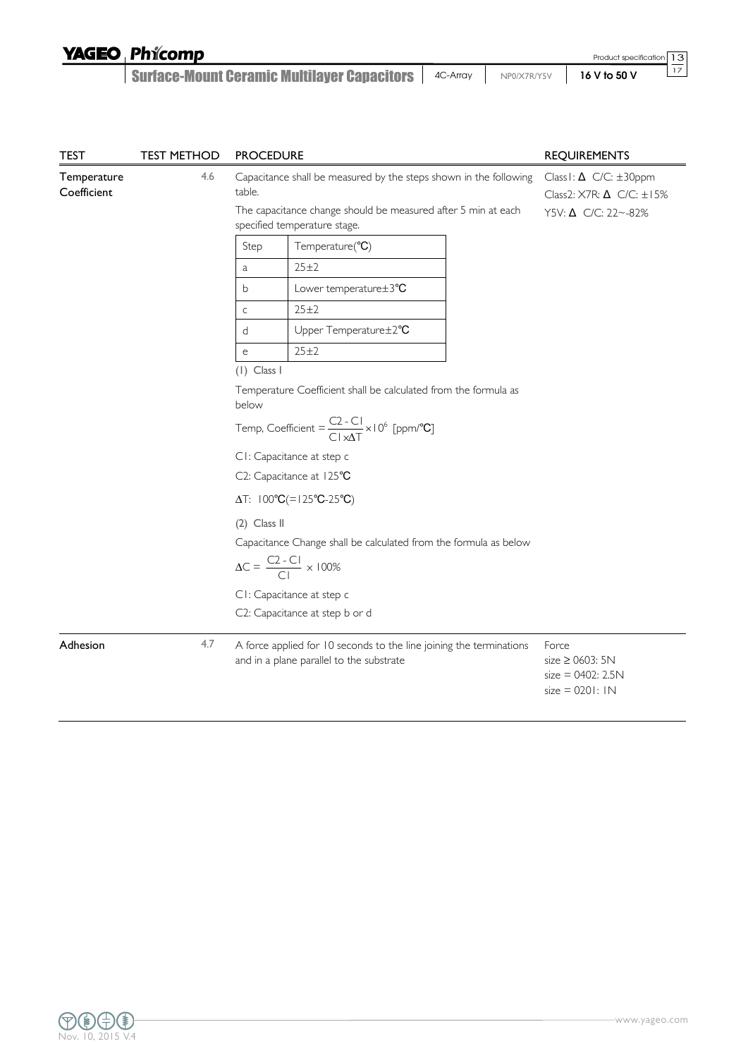| TEST | TEST METHOD | PROCEDURE | REQUIREMENTS |
|---|---|---|---|
| Temperature Coefficient | 4.6 | Capacitance shall be measured by the steps shown in the following table.<br>The capacitance change should be measured after 5 min at each specified temperature stage. | Class1: Δ C/C: ±30ppm<br>Class2: X7R: Δ C/C: ±15%<br>Y5V: Δ C/C: 22~-82% |

| Step | Temperature(℃) |
|---|---|
| a | 25±2 |
| b | Lower temperature±3℃ |
| c | 25±2 |
| d | Upper Temperature±2℃ |
| e | 25±2 |

(1) Class I

Temperature Coefficient shall be calculated from the formula as below

$$\text{Temp, Coefficient} = \frac{C2 - C1}{C1 \times \Delta T} \times 10^{6} \ [\text{ppm/℃}]$$

C1: Capacitance at step c

C2: Capacitance at 125℃

ΔT: 100℃(=125℃-25℃)

(2) Class II

Capacitance Change shall be calculated from the formula as below

$$\Delta C = \frac{C2 - C1}{C1} \times 100\%$$

C1: Capacitance at step c

C2: Capacitance at step b or d

| TEST | TEST METHOD | PROCEDURE | REQUIREMENTS |
|---|---|---|---|
| Adhesion | 4.7 | A force applied for 10 seconds to the line joining the terminations and in a plane parallel to the substrate | Force<br>size ≥ 0603: 5N<br>size = 0402: 2.5N<br>size = 0201: 1N |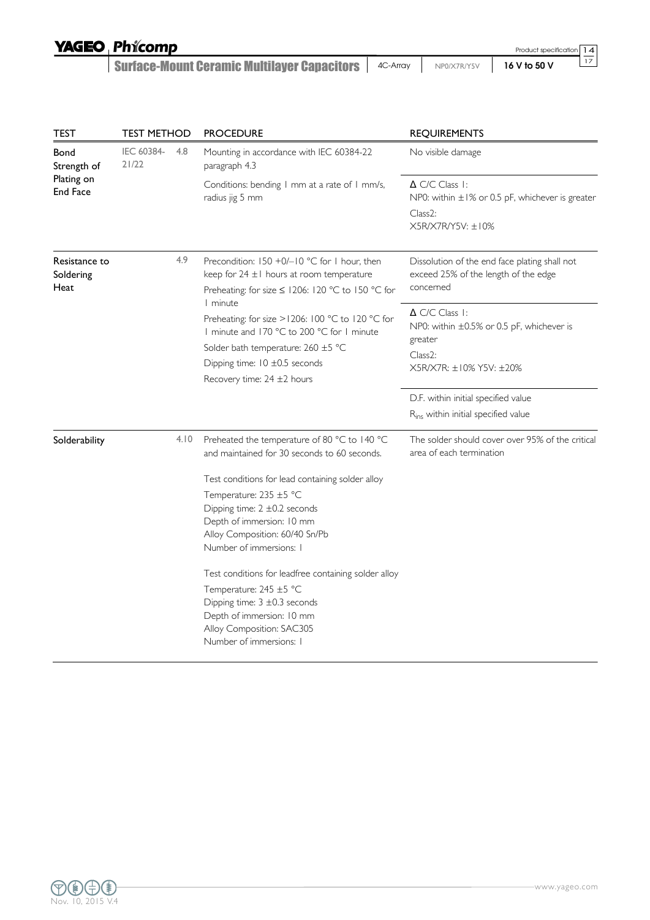| TEST | TEST METHOD | | PROCEDURE | REQUIREMENTS |
|---|---|---|---|---|
| Bond Strength of Plating on End Face | IEC 60384-21/22 | 4.8 | Mounting in accordance with IEC 60384-22 paragraph 4.3 | No visible damage |
| | | | Conditions: bending 1 mm at a rate of 1 mm/s, radius jig 5 mm | Δ C/C Class 1: NP0: within ±1% or 0.5 pF, whichever is greater<br>Class2: X5R/X7R/Y5V: ±10% |
| Resistance to Soldering Heat | | 4.9 | Precondition: 150 +0/−10 °C for 1 hour, then keep for 24 ±1 hours at room temperature<br>Preheating: for size ≤ 1206: 120 °C to 150 °C for 1 minute<br>Preheating: for size >1206: 100 °C to 120 °C for 1 minute and 170 °C to 200 °C for 1 minute<br>Solder bath temperature: 260 ±5 °C<br>Dipping time: 10 ±0.5 seconds<br>Recovery time: 24 ±2 hours | Dissolution of the end face plating shall not exceed 25% of the length of the edge concerned |
| | | | | Δ C/C Class 1: NP0: within ±0.5% or 0.5 pF, whichever is greater<br>Class2: X5R/X7R: ±10% Y5V: ±20% |
| | | | | D.F. within initial specified value<br>$R_{ins}$ within initial specified value |
| Solderability | | 4.10 | Preheated the temperature of 80 °C to 140 °C and maintained for 30 seconds to 60 seconds.<br><br>Test conditions for lead containing solder alloy<br>Temperature: 235 ±5 °C<br>Dipping time: 2 ±0.2 seconds<br>Depth of immersion: 10 mm<br>Alloy Composition: 60/40 Sn/Pb<br>Number of immersions: 1<br><br>Test conditions for leadfree containing solder alloy<br>Temperature: 245 ±5 °C<br>Dipping time: 3 ±0.3 seconds<br>Depth of immersion: 10 mm<br>Alloy Composition: SAC305<br>Number of immersions: 1 | The solder should cover over 95% of the critical area of each termination |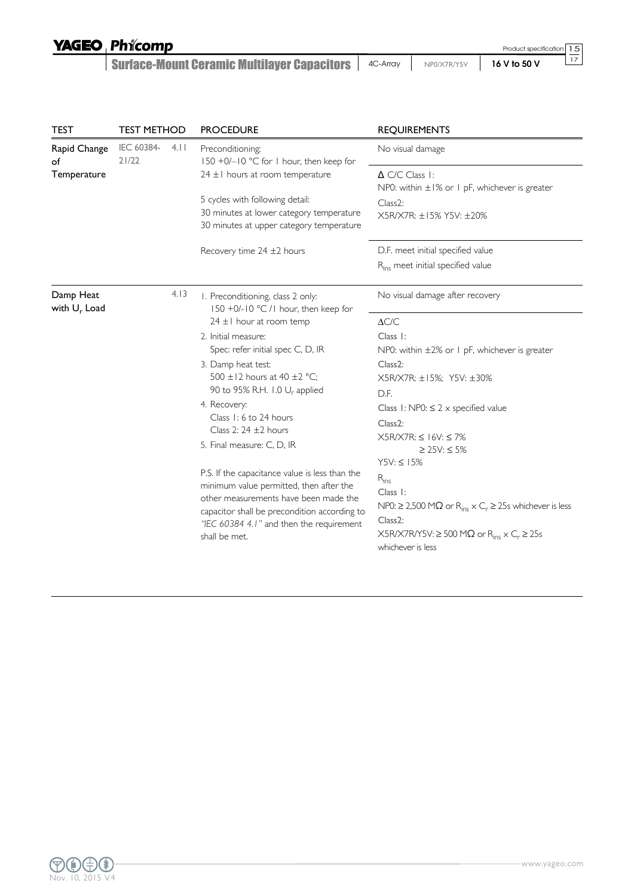| TEST | TEST METHOD | PROCEDURE | REQUIREMENTS |
| --- | --- | --- | --- |
| Rapid Change of Temperature | IEC 60384-21/22 4.11 | Preconditioning; 150 +0/–10 °C for 1 hour, then keep for 24 ±1 hours at room temperature<br><br>5 cycles with following detail:<br>30 minutes at lower category temperature<br>30 minutes at upper category temperature | No visual damage<br><br>Δ C/C Class 1:<br>NP0: within ±1% or 1 pF, whichever is greater<br>Class2:<br>X5R/X7R: ±15% Y5V: ±20% |
| | | Recovery time 24 ±2 hours | D.F. meet initial specified value<br>$R_{ins}$ meet initial specified value |
| Damp Heat with $U_r$ Load | 4.13 | 1. Preconditioning, class 2 only:<br>150 +0/-10 °C /1 hour, then keep for 24 ±1 hour at room temp<br>2. Initial measure:<br>Spec: refer initial spec C, D, IR<br>3. Damp heat test:<br>500 ±12 hours at 40 ±2 °C;<br>90 to 95% R.H. 1.0 $U_r$ applied<br>4. Recovery:<br>Class 1: 6 to 24 hours<br>Class 2: 24 ±2 hours<br>5. Final measure: C, D, IR<br><br>P.S. If the capacitance value is less than the minimum value permitted, then after the other measurements have been made the capacitor shall be precondition according to *"IEC 60384 4.1"* and then the requirement shall be met. | No visual damage after recovery<br><br>ΔC/C<br>Class 1:<br>NP0: within ±2% or 1 pF, whichever is greater<br>Class2:<br>X5R/X7R: ±15%; Y5V: ±30%<br>D.F.<br>Class 1: NP0: ≤ 2 × specified value<br>Class2:<br>X5R/X7R: ≤ 16V: ≤ 7%<br>≥ 25V: ≤ 5%<br>Y5V: ≤ 15%<br>$R_{ins}$<br>Class 1:<br>NP0: ≥ 2,500 MΩ or $R_{ins} \times C_r \geq 25s$ whichever is less<br>Class2:<br>X5R/X7R/Y5V: ≥ 500 MΩ or $R_{ins} \times C_r \geq 25s$ whichever is less |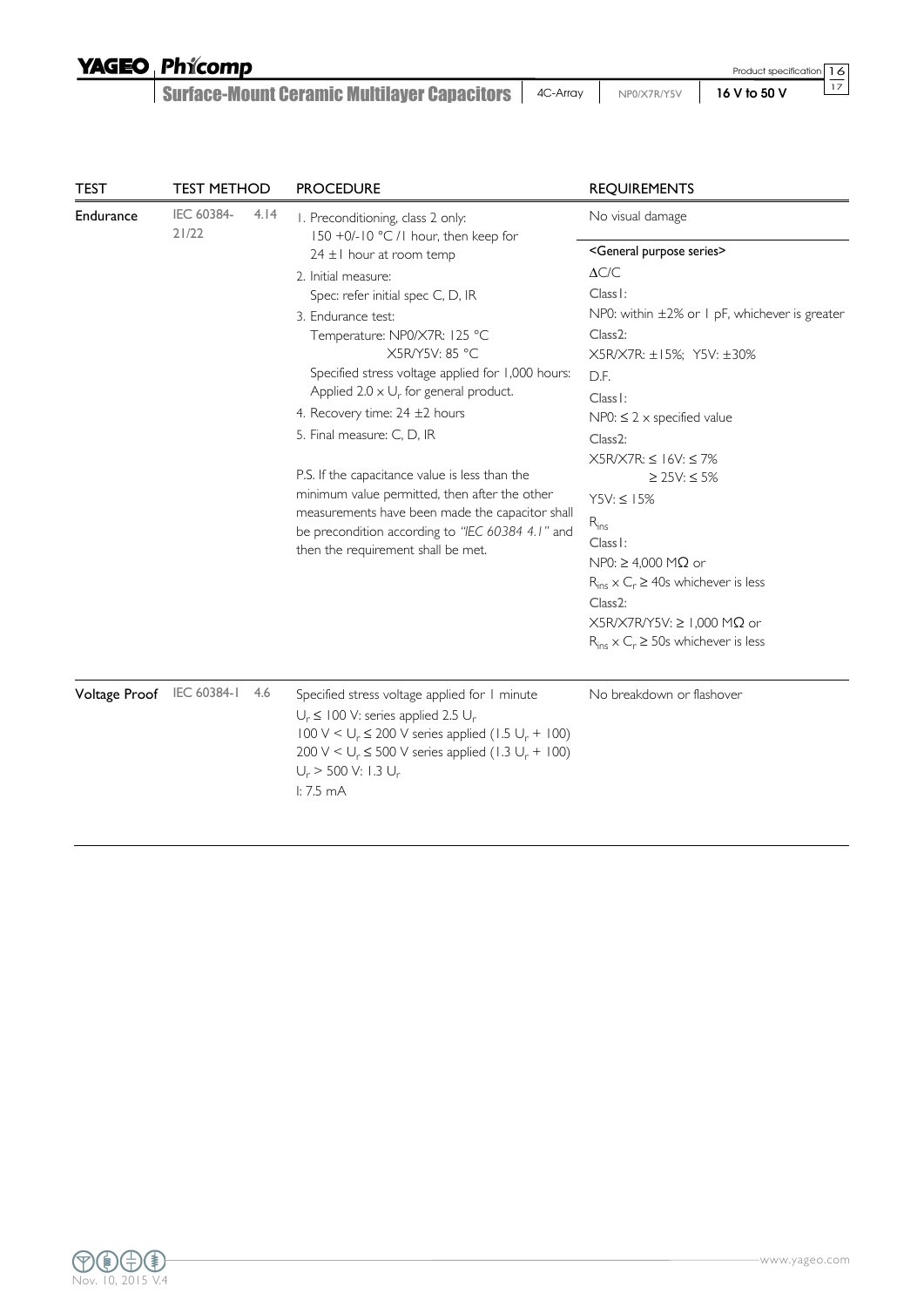| TEST | TEST METHOD | | PROCEDURE | REQUIREMENTS |
|---|---|---|---|---|
| Endurance | IEC 60384-21/22 | 4.14 | 1. Preconditioning, class 2 only: 150 +0/-10 °C /1 hour, then keep for 24 ±1 hour at room temp<br>2. Initial measure: Spec: refer initial spec C, D, IR<br>3. Endurance test: Temperature: NP0/X7R: 125 °C X5R/Y5V: 85 °C Specified stress voltage applied for 1,000 hours: Applied 2.0 x $U_r$ for general product.<br>4. Recovery time: 24 ±2 hours<br>5. Final measure: C, D, IR<br><br>P.S. If the capacitance value is less than the minimum value permitted, then after the other measurements have been made the capacitor shall be precondition according to *"IEC 60384 4.1"* and then the requirement shall be met. | No visual damage<br><br><General purpose series><br>$\Delta C/C$<br>Class1:<br>NP0: within ±2% or 1 pF, whichever is greater<br>Class2:<br>X5R/X7R: ±15%; Y5V: ±30%<br>D.F.<br>Class1:<br>NP0: ≤ 2 x specified value<br>Class2:<br>X5R/X7R: ≤ 16V: ≤ 7%<br>≥ 25V: ≤ 5%<br>Y5V: ≤ 15%<br>$R_{ins}$<br>Class1:<br>NP0: ≥ 4,000 MΩ or<br>$R_{ins} \times C_r \geq 40s$ whichever is less<br>Class2:<br>X5R/X7R/Y5V: ≥ 1,000 MΩ or<br>$R_{ins} \times C_r \geq 50s$ whichever is less |
| Voltage Proof | IEC 60384-1 | 4.6 | Specified stress voltage applied for 1 minute<br>$U_r \leq 100$ V: series applied 2.5 $U_r$<br>100 V < $U_r \leq 200$ V series applied (1.5 $U_r$ + 100)<br>200 V < $U_r \leq 500$ V series applied (1.3 $U_r$ + 100)<br>$U_r > 500$ V: 1.3 $U_r$<br>I: 7.5 mA | No breakdown or flashover |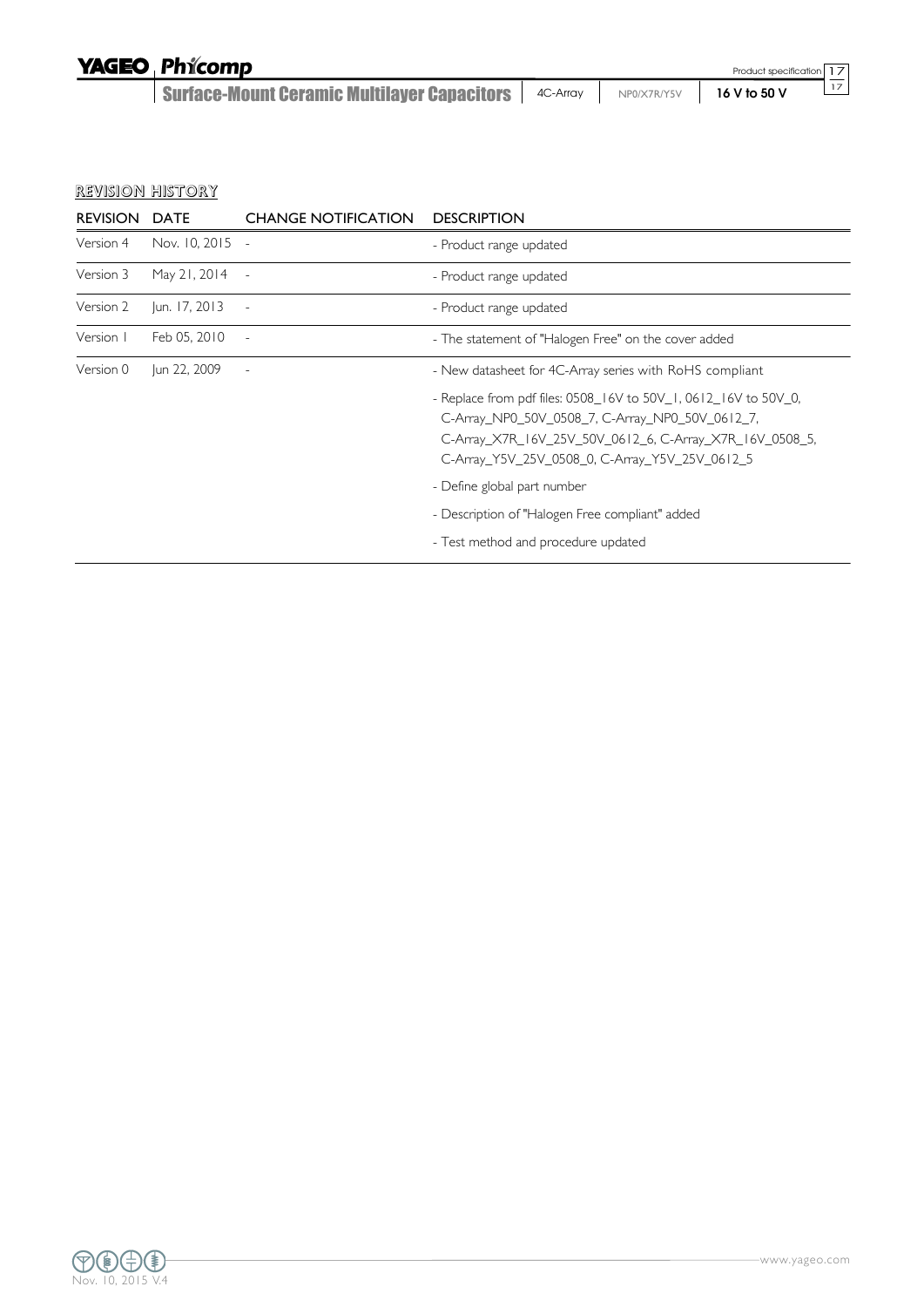## REVISION HISTORY

| REVISION | DATE | CHANGE NOTIFICATION | DESCRIPTION |
|---|---|---|---|
| Version 4 | Nov. 10, 2015 | - | - Product range updated |
| Version 3 | May 21, 2014 | - | - Product range updated |
| Version 2 | Jun. 17, 2013 | - | - Product range updated |
| Version 1 | Feb 05, 2010 | - | - The statement of "Halogen Free" on the cover added |
| Version 0 | Jun 22, 2009 | - | - New datasheet for 4C-Array series with RoHS compliant<br>- Replace from pdf files: 0508_16V to 50V_1, 0612_16V to 50V_0, C-Array_NP0_50V_0508_7, C-Array_NP0_50V_0612_7, C-Array_X7R_16V_25V_50V_0612_6, C-Array_X7R_16V_0508_5, C-Array_Y5V_25V_0508_0, C-Array_Y5V_25V_0612_5<br>- Define global part number<br>- Description of "Halogen Free compliant" added<br>- Test method and procedure updated |